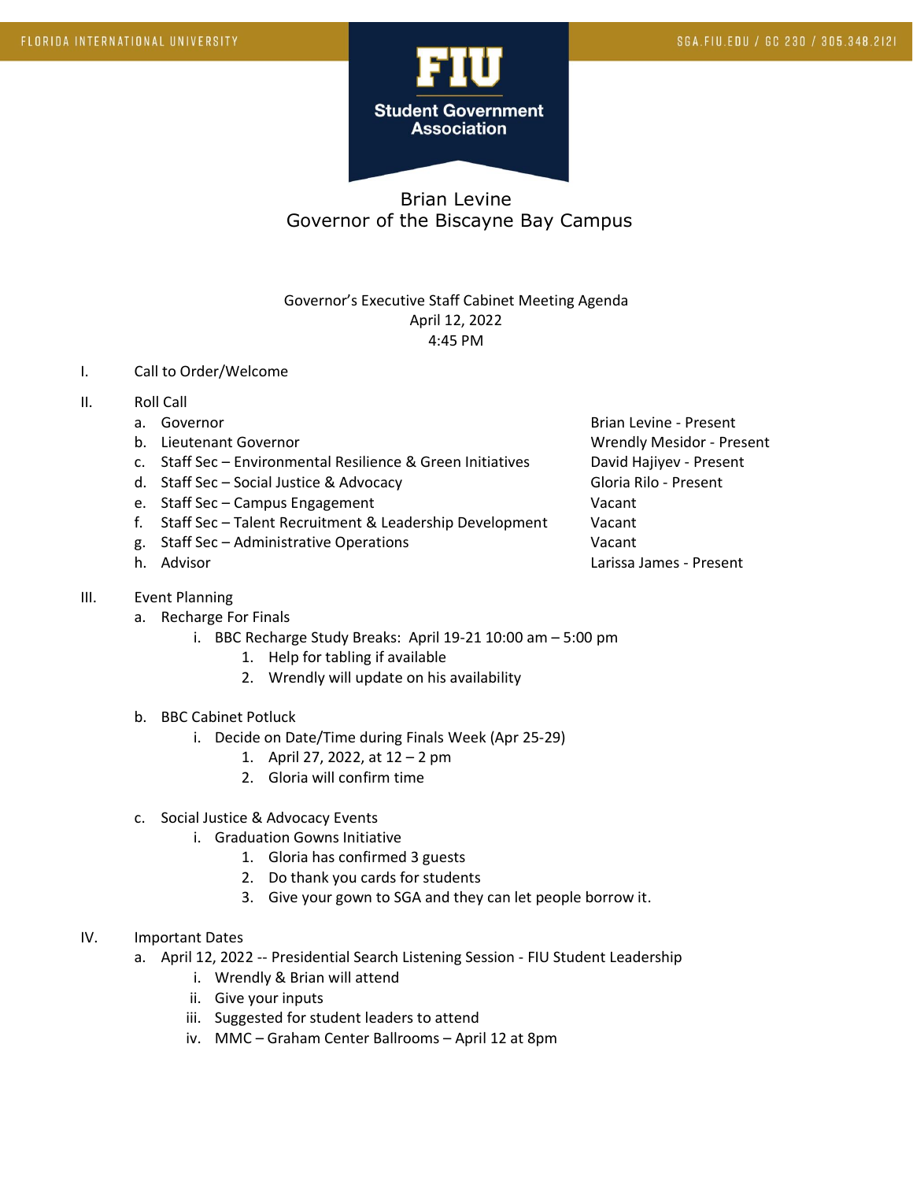FLORIDA INTERNATIONAL UNIVERSITY

SGA.FIU.EDU / GC 230 / 305.348.2121

**FIU**

**Student Government Association**

# Brian Levine
## Governor of the Biscayne Bay Campus

Governor's Executive Staff Cabinet Meeting Agenda
April 12, 2022
4:45 PM

I. Call to Order/Welcome

II. Roll Call

| | |
|---|---|
| a. Governor | Brian Levine - Present |
| b. Lieutenant Governor | Wrendly Mesidor - Present |
| c. Staff Sec – Environmental Resilience & Green Initiatives | David Hajiyev - Present |
| d. Staff Sec – Social Justice & Advocacy | Gloria Rilo - Present |
| e. Staff Sec – Campus Engagement | Vacant |
| f. Staff Sec – Talent Recruitment & Leadership Development | Vacant |
| g. Staff Sec – Administrative Operations | Vacant |
| h. Advisor | Larissa James - Present |

III. Event Planning
   a. Recharge For Finals
      i. BBC Recharge Study Breaks: April 19-21 10:00 am – 5:00 pm
         1. Help for tabling if available
         2. Wrendly will update on his availability

   b. BBC Cabinet Potluck
      i. Decide on Date/Time during Finals Week (Apr 25-29)
         1. April 27, 2022, at 12 – 2 pm
         2. Gloria will confirm time

   c. Social Justice & Advocacy Events
      i. Graduation Gowns Initiative
         1. Gloria has confirmed 3 guests
         2. Do thank you cards for students
         3. Give your gown to SGA and they can let people borrow it.

IV. Important Dates
   a. April 12, 2022 -- Presidential Search Listening Session - FIU Student Leadership
      i. Wrendly & Brian will attend
      ii. Give your inputs
      iii. Suggested for student leaders to attend
      iv. MMC – Graham Center Ballrooms – April 12 at 8pm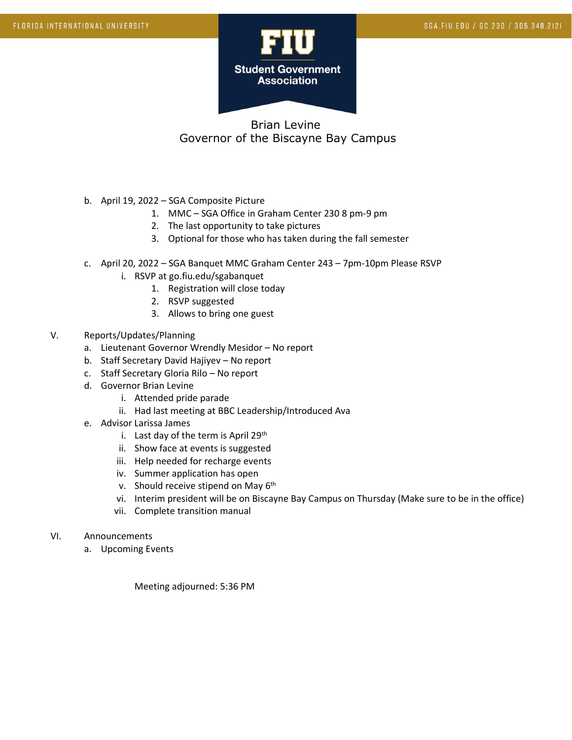Brian Levine
Governor of the Biscayne Bay Campus

b. April 19, 2022 – SGA Composite Picture
    1. MMC – SGA Office in Graham Center 230 8 pm-9 pm
    2. The last opportunity to take pictures
    3. Optional for those who has taken during the fall semester

c. April 20, 2022 – SGA Banquet MMC Graham Center 243 – 7pm-10pm Please RSVP
    i. RSVP at go.fiu.edu/sgabanquet
        1. Registration will close today
        2. RSVP suggested
        3. Allows to bring one guest

V. Reports/Updates/Planning
   a. Lieutenant Governor Wrendly Mesidor – No report
   b. Staff Secretary David Hajiyev – No report
   c. Staff Secretary Gloria Rilo – No report
   d. Governor Brian Levine
      i. Attended pride parade
      ii. Had last meeting at BBC Leadership/Introduced Ava
   e. Advisor Larissa James
      i. Last day of the term is April 29th
      ii. Show face at events is suggested
      iii. Help needed for recharge events
      iv. Summer application has open
      v. Should receive stipend on May 6th
      vi. Interim president will be on Biscayne Bay Campus on Thursday (Make sure to be in the office)
      vii. Complete transition manual

VI. Announcements
   a. Upcoming Events

Meeting adjourned: 5:36 PM